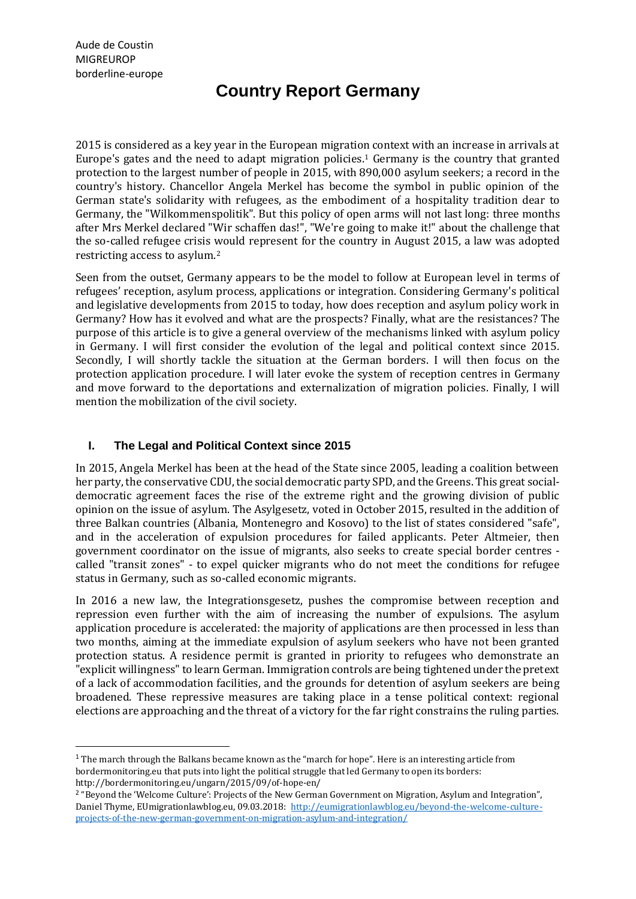Aude de Coustin
MIGREUROP
borderline-europe

# Country Report Germany

2015 is considered as a key year in the European migration context with an increase in arrivals at Europe's gates and the need to adapt migration policies.[1] Germany is the country that granted protection to the largest number of people in 2015, with 890,000 asylum seekers; a record in the country's history. Chancellor Angela Merkel has become the symbol in public opinion of the German state's solidarity with refugees, as the embodiment of a hospitality tradition dear to Germany, the "Wilkommenspolitik". But this policy of open arms will not last long: three months after Mrs Merkel declared "Wir schaffen das!", "We're going to make it!" about the challenge that the so-called refugee crisis would represent for the country in August 2015, a law was adopted restricting access to asylum.[2]

Seen from the outset, Germany appears to be the model to follow at European level in terms of refugees' reception, asylum process, applications or integration. Considering Germany's political and legislative developments from 2015 to today, how does reception and asylum policy work in Germany? How has it evolved and what are the prospects? Finally, what are the resistances? The purpose of this article is to give a general overview of the mechanisms linked with asylum policy in Germany. I will first consider the evolution of the legal and political context since 2015. Secondly, I will shortly tackle the situation at the German borders. I will then focus on the protection application procedure. I will later evoke the system of reception centres in Germany and move forward to the deportations and externalization of migration policies. Finally, I will mention the mobilization of the civil society.

## I. The Legal and Political Context since 2015

In 2015, Angela Merkel has been at the head of the State since 2005, leading a coalition between her party, the conservative CDU, the social democratic party SPD, and the Greens. This great social-democratic agreement faces the rise of the extreme right and the growing division of public opinion on the issue of asylum. The Asylgesetz, voted in October 2015, resulted in the addition of three Balkan countries (Albania, Montenegro and Kosovo) to the list of states considered "safe", and in the acceleration of expulsion procedures for failed applicants. Peter Altmeier, then government coordinator on the issue of migrants, also seeks to create special border centres - called "transit zones" - to expel quicker migrants who do not meet the conditions for refugee status in Germany, such as so-called economic migrants.

In 2016 a new law, the Integrationsgesetz, pushes the compromise between reception and repression even further with the aim of increasing the number of expulsions. The asylum application procedure is accelerated: the majority of applications are then processed in less than two months, aiming at the immediate expulsion of asylum seekers who have not been granted protection status. A residence permit is granted in priority to refugees who demonstrate an "explicit willingness" to learn German. Immigration controls are being tightened under the pretext of a lack of accommodation facilities, and the grounds for detention of asylum seekers are being broadened. These repressive measures are taking place in a tense political context: regional elections are approaching and the threat of a victory for the far right constrains the ruling parties.

---

[1] The march through the Balkans became known as the "march for hope". Here is an interesting article from bordermonitoring.eu that puts into light the political struggle that led Germany to open its borders: http://bordermonitoring.eu/ungarn/2015/09/of-hope-en/

[2] "Beyond the 'Welcome Culture': Projects of the New German Government on Migration, Asylum and Integration", Daniel Thyme, EUmigrationlawblog.eu, 09.03.2018: http://eumigrationlawblog.eu/beyond-the-welcome-culture-projects-of-the-new-german-government-on-migration-asylum-and-integration/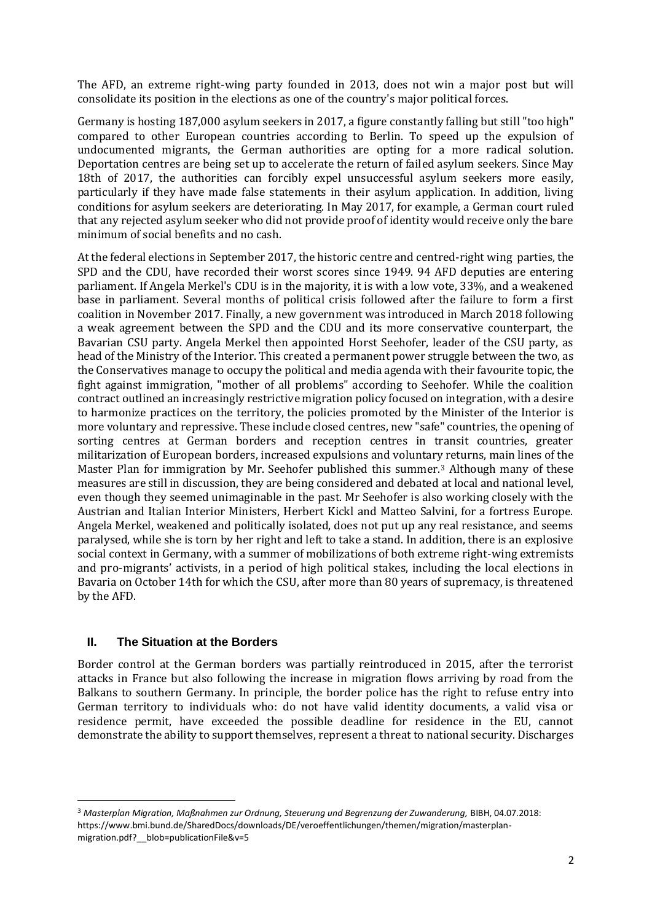The AFD, an extreme right-wing party founded in 2013, does not win a major post but will consolidate its position in the elections as one of the country's major political forces.

Germany is hosting 187,000 asylum seekers in 2017, a figure constantly falling but still "too high" compared to other European countries according to Berlin. To speed up the expulsion of undocumented migrants, the German authorities are opting for a more radical solution. Deportation centres are being set up to accelerate the return of failed asylum seekers. Since May 18th of 2017, the authorities can forcibly expel unsuccessful asylum seekers more easily, particularly if they have made false statements in their asylum application. In addition, living conditions for asylum seekers are deteriorating. In May 2017, for example, a German court ruled that any rejected asylum seeker who did not provide proof of identity would receive only the bare minimum of social benefits and no cash.

At the federal elections in September 2017, the historic centre and centred-right wing parties, the SPD and the CDU, have recorded their worst scores since 1949. 94 AFD deputies are entering parliament. If Angela Merkel's CDU is in the majority, it is with a low vote, 33%, and a weakened base in parliament. Several months of political crisis followed after the failure to form a first coalition in November 2017. Finally, a new government was introduced in March 2018 following a weak agreement between the SPD and the CDU and its more conservative counterpart, the Bavarian CSU party. Angela Merkel then appointed Horst Seehofer, leader of the CSU party, as head of the Ministry of the Interior. This created a permanent power struggle between the two, as the Conservatives manage to occupy the political and media agenda with their favourite topic, the fight against immigration, "mother of all problems" according to Seehofer. While the coalition contract outlined an increasingly restrictive migration policy focused on integration, with a desire to harmonize practices on the territory, the policies promoted by the Minister of the Interior is more voluntary and repressive. These include closed centres, new "safe" countries, the opening of sorting centres at German borders and reception centres in transit countries, greater militarization of European borders, increased expulsions and voluntary returns, main lines of the Master Plan for immigration by Mr. Seehofer published this summer.[3] Although many of these measures are still in discussion, they are being considered and debated at local and national level, even though they seemed unimaginable in the past. Mr Seehofer is also working closely with the Austrian and Italian Interior Ministers, Herbert Kickl and Matteo Salvini, for a fortress Europe. Angela Merkel, weakened and politically isolated, does not put up any real resistance, and seems paralysed, while she is torn by her right and left to take a stand. In addition, there is an explosive social context in Germany, with a summer of mobilizations of both extreme right-wing extremists and pro-migrants' activists, in a period of high political stakes, including the local elections in Bavaria on October 14th for which the CSU, after more than 80 years of supremacy, is threatened by the AFD.

## II. The Situation at the Borders

Border control at the German borders was partially reintroduced in 2015, after the terrorist attacks in France but also following the increase in migration flows arriving by road from the Balkans to southern Germany. In principle, the border police has the right to refuse entry into German territory to individuals who: do not have valid identity documents, a valid visa or residence permit, have exceeded the possible deadline for residence in the EU, cannot demonstrate the ability to support themselves, represent a threat to national security. Discharges

[3] *Masterplan Migration, Maßnahmen zur Ordnung, Steuerung und Begrenzung der Zuwanderung,* BIBH, 04.07.2018: https://www.bmi.bund.de/SharedDocs/downloads/DE/veroeffentlichungen/themen/migration/masterplan-migration.pdf?__blob=publicationFile&v=5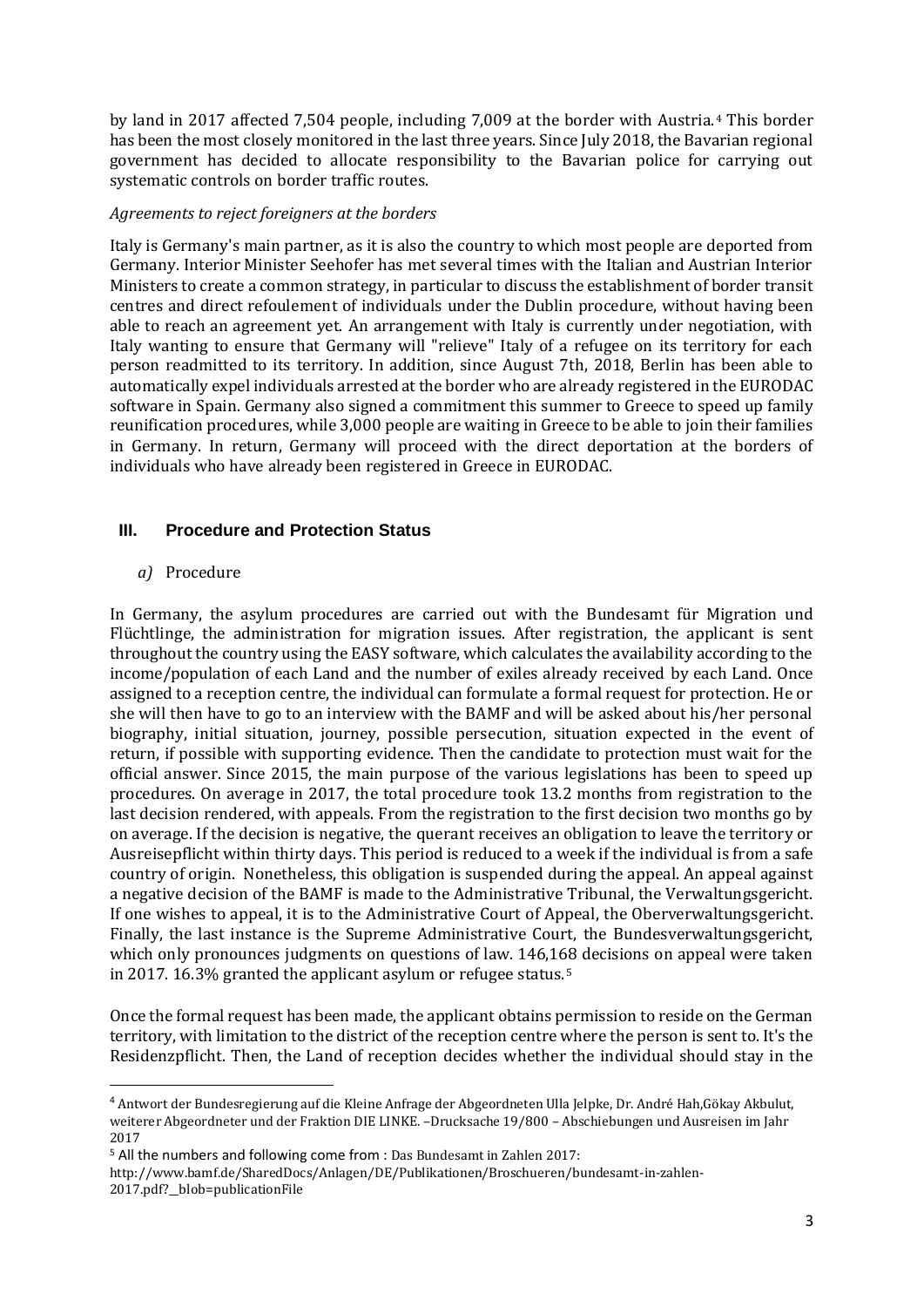by land in 2017 affected 7,504 people, including 7,009 at the border with Austria.[4] This border has been the most closely monitored in the last three years. Since July 2018, the Bavarian regional government has decided to allocate responsibility to the Bavarian police for carrying out systematic controls on border traffic routes.

*Agreements to reject foreigners at the borders*

Italy is Germany's main partner, as it is also the country to which most people are deported from Germany. Interior Minister Seehofer has met several times with the Italian and Austrian Interior Ministers to create a common strategy, in particular to discuss the establishment of border transit centres and direct refoulement of individuals under the Dublin procedure, without having been able to reach an agreement yet. An arrangement with Italy is currently under negotiation, with Italy wanting to ensure that Germany will "relieve" Italy of a refugee on its territory for each person readmitted to its territory. In addition, since August 7th, 2018, Berlin has been able to automatically expel individuals arrested at the border who are already registered in the EURODAC software in Spain. Germany also signed a commitment this summer to Greece to speed up family reunification procedures, while 3,000 people are waiting in Greece to be able to join their families in Germany. In return, Germany will proceed with the direct deportation at the borders of individuals who have already been registered in Greece in EURODAC.

## III. Procedure and Protection Status

### *a)* Procedure

In Germany, the asylum procedures are carried out with the Bundesamt für Migration und Flüchtlinge, the administration for migration issues. After registration, the applicant is sent throughout the country using the EASY software, which calculates the availability according to the income/population of each Land and the number of exiles already received by each Land. Once assigned to a reception centre, the individual can formulate a formal request for protection. He or she will then have to go to an interview with the BAMF and will be asked about his/her personal biography, initial situation, journey, possible persecution, situation expected in the event of return, if possible with supporting evidence. Then the candidate to protection must wait for the official answer. Since 2015, the main purpose of the various legislations has been to speed up procedures. On average in 2017, the total procedure took 13.2 months from registration to the last decision rendered, with appeals. From the registration to the first decision two months go by on average. If the decision is negative, the querant receives an obligation to leave the territory or Ausreisepflicht within thirty days. This period is reduced to a week if the individual is from a safe country of origin. Nonetheless, this obligation is suspended during the appeal. An appeal against a negative decision of the BAMF is made to the Administrative Tribunal, the Verwaltungsgericht. If one wishes to appeal, it is to the Administrative Court of Appeal, the Oberverwaltungsgericht. Finally, the last instance is the Supreme Administrative Court, the Bundesverwaltungsgericht, which only pronounces judgments on questions of law. 146,168 decisions on appeal were taken in 2017. 16.3% granted the applicant asylum or refugee status.[5]

Once the formal request has been made, the applicant obtains permission to reside on the German territory, with limitation to the district of the reception centre where the person is sent to. It's the Residenzpflicht. Then, the Land of reception decides whether the individual should stay in the

---

[4] Antwort der Bundesregierung auf die Kleine Anfrage der Abgeordneten Ulla Jelpke, Dr. André Hah,Gökay Akbulut, weiterer Abgeordneter und der Fraktion DIE LINKE. –Drucksache 19/800 – Abschiebungen und Ausreisen im Jahr 2017

[5] All the numbers and following come from : Das Bundesamt in Zahlen 2017: http://www.bamf.de/SharedDocs/Anlagen/DE/Publikationen/Broschueren/bundesamt-in-zahlen-2017.pdf?__blob=publicationFile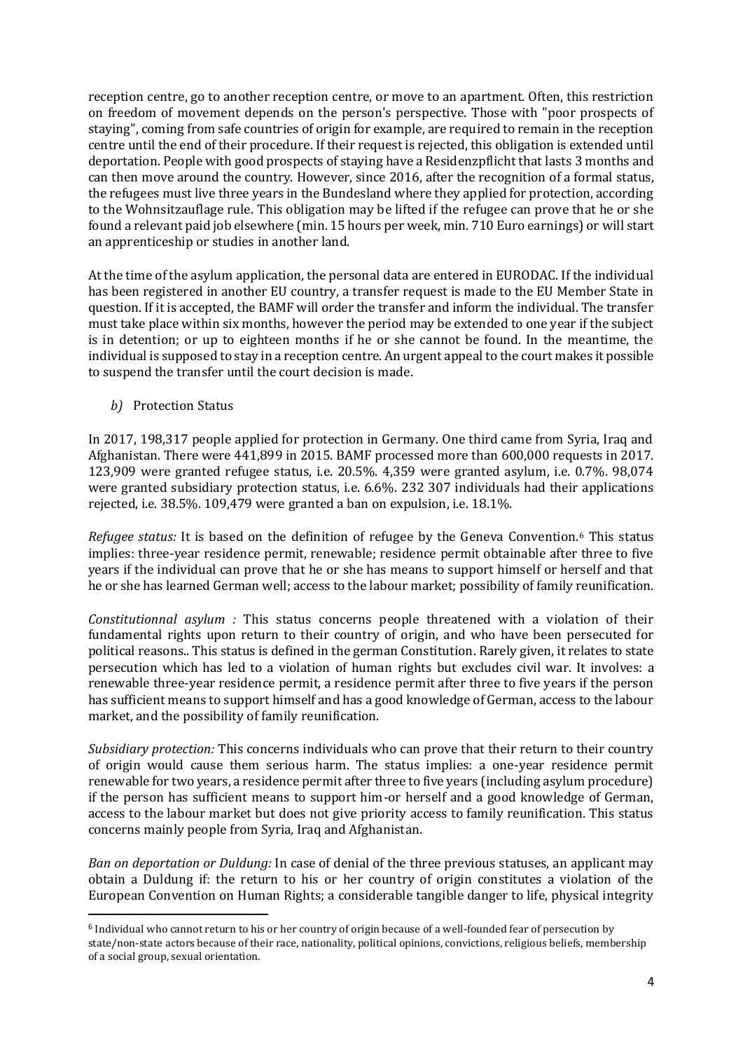reception centre, go to another reception centre, or move to an apartment. Often, this restriction on freedom of movement depends on the person's perspective. Those with "poor prospects of staying", coming from safe countries of origin for example, are required to remain in the reception centre until the end of their procedure. If their request is rejected, this obligation is extended until deportation. People with good prospects of staying have a Residenzpflicht that lasts 3 months and can then move around the country. However, since 2016, after the recognition of a formal status, the refugees must live three years in the Bundesland where they applied for protection, according to the Wohnsitzauflage rule. This obligation may be lifted if the refugee can prove that he or she found a relevant paid job elsewhere (min. 15 hours per week, min. 710 Euro earnings) or will start an apprenticeship or studies in another land.

At the time of the asylum application, the personal data are entered in EURODAC. If the individual has been registered in another EU country, a transfer request is made to the EU Member State in question. If it is accepted, the BAMF will order the transfer and inform the individual. The transfer must take place within six months, however the period may be extended to one year if the subject is in detention; or up to eighteen months if he or she cannot be found. In the meantime, the individual is supposed to stay in a reception centre. An urgent appeal to the court makes it possible to suspend the transfer until the court decision is made.

### *b)* Protection Status

In 2017, 198,317 people applied for protection in Germany. One third came from Syria, Iraq and Afghanistan. There were 441,899 in 2015. BAMF processed more than 600,000 requests in 2017. 123,909 were granted refugee status, i.e. 20.5%. 4,359 were granted asylum, i.e. 0.7%. 98,074 were granted subsidiary protection status, i.e. 6.6%. 232 307 individuals had their applications rejected, i.e. 38.5%. 109,479 were granted a ban on expulsion, i.e. 18.1%.

*Refugee status:* It is based on the definition of refugee by the Geneva Convention.[6] This status implies: three-year residence permit, renewable; residence permit obtainable after three to five years if the individual can prove that he or she has means to support himself or herself and that he or she has learned German well; access to the labour market; possibility of family reunification.

*Constitutionnal asylum :* This status concerns people threatened with a violation of their fundamental rights upon return to their country of origin, and who have been persecuted for political reasons.. This status is defined in the german Constitution. Rarely given, it relates to state persecution which has led to a violation of human rights but excludes civil war. It involves: a renewable three-year residence permit, a residence permit after three to five years if the person has sufficient means to support himself and has a good knowledge of German, access to the labour market, and the possibility of family reunification.

*Subsidiary protection:* This concerns individuals who can prove that their return to their country of origin would cause them serious harm. The status implies: a one-year residence permit renewable for two years, a residence permit after three to five years (including asylum procedure) if the person has sufficient means to support him-or herself and a good knowledge of German, access to the labour market but does not give priority access to family reunification. This status concerns mainly people from Syria, Iraq and Afghanistan.

*Ban on deportation or Duldung:* In case of denial of the three previous statuses, an applicant may obtain a Duldung if: the return to his or her country of origin constitutes a violation of the European Convention on Human Rights; a considerable tangible danger to life, physical integrity

---

[6] Individual who cannot return to his or her country of origin because of a well-founded fear of persecution by state/non-state actors because of their race, nationality, political opinions, convictions, religious beliefs, membership of a social group, sexual orientation.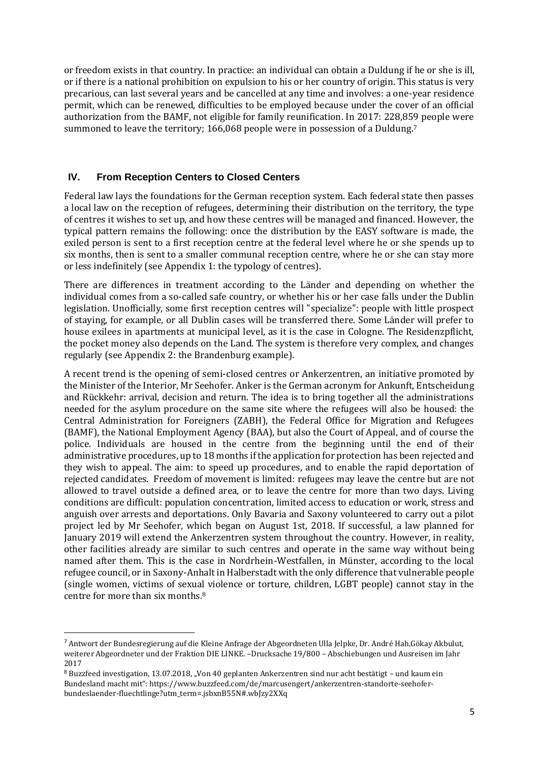or freedom exists in that country. In practice: an individual can obtain a Duldung if he or she is ill, or if there is a national prohibition on expulsion to his or her country of origin. This status is very precarious, can last several years and be cancelled at any time and involves: a one-year residence permit, which can be renewed, difficulties to be employed because under the cover of an official authorization from the BAMF, not eligible for family reunification. In 2017: 228,859 people were summoned to leave the territory; 166,068 people were in possession of a Duldung.[7]

## IV. From Reception Centers to Closed Centers

Federal law lays the foundations for the German reception system. Each federal state then passes a local law on the reception of refugees, determining their distribution on the territory, the type of centres it wishes to set up, and how these centres will be managed and financed. However, the typical pattern remains the following: once the distribution by the EASY software is made, the exiled person is sent to a first reception centre at the federal level where he or she spends up to six months, then is sent to a smaller communal reception centre, where he or she can stay more or less indefinitely (see Appendix 1: the typology of centres).

There are differences in treatment according to the Länder and depending on whether the individual comes from a so-called safe country, or whether his or her case falls under the Dublin legislation. Unofficially, some first reception centres will "specialize": people with little prospect of staying, for example, or all Dublin cases will be transferred there. Some Länder will prefer to house exilees in apartments at municipal level, as it is the case in Cologne. The Residenzpflicht, the pocket money also depends on the Land. The system is therefore very complex, and changes regularly (see Appendix 2: the Brandenburg example).

A recent trend is the opening of semi-closed centres or Ankerzentren, an initiative promoted by the Minister of the Interior, Mr Seehofer. Anker is the German acronym for Ankunft, Entscheidung and Rückkehr: arrival, decision and return. The idea is to bring together all the administrations needed for the asylum procedure on the same site where the refugees will also be housed: the Central Administration for Foreigners (ZABH), the Federal Office for Migration and Refugees (BAMF), the National Employment Agency (BAA), but also the Court of Appeal, and of course the police. Individuals are housed in the centre from the beginning until the end of their administrative procedures, up to 18 months if the application for protection has been rejected and they wish to appeal. The aim: to speed up procedures, and to enable the rapid deportation of rejected candidates. Freedom of movement is limited: refugees may leave the centre but are not allowed to travel outside a defined area, or to leave the centre for more than two days. Living conditions are difficult: population concentration, limited access to education or work, stress and anguish over arrests and deportations. Only Bavaria and Saxony volunteered to carry out a pilot project led by Mr Seehofer, which began on August 1st, 2018. If successful, a law planned for January 2019 will extend the Ankerzentren system throughout the country. However, in reality, other facilities already are similar to such centres and operate in the same way without being named after them. This is the case in Nordrhein-Westfallen, in Münster, according to the local refugee council, or in Saxony-Anhalt in Halberstadt with the only difference that vulnerable people (single women, victims of sexual violence or torture, children, LGBT people) cannot stay in the centre for more than six months.[8]

---

[7] Antwort der Bundesregierung auf die Kleine Anfrage der Abgeordneten Ulla Jelpke, Dr. André Hah,Gökay Akbulut, weiterer Abgeordneter und der Fraktion DIE LINKE. –Drucksache 19/800 – Abschiebungen und Ausreisen im Jahr 2017

[8] Buzzfeed investigation, 13.07.2018, „Von 40 geplanten Ankerzentren sind nur acht bestätigt – und kaum ein Bundesland macht mit": https://www.buzzfeed.com/de/marcusengert/ankerzentren-standorte-seehofer-bundeslaender-fluechtlinge?utm_term=.jsbxnB55N#.wbJzy2XXq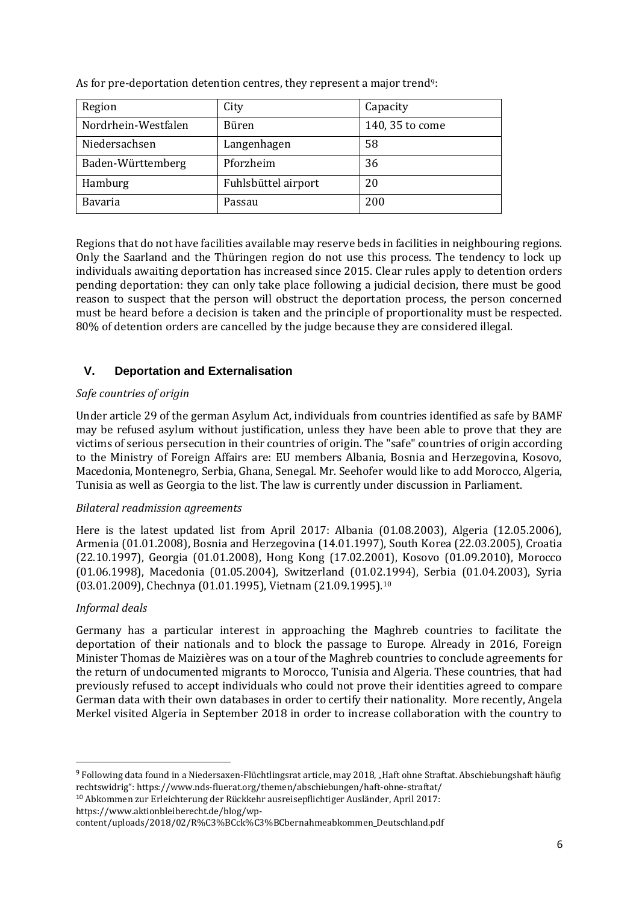As for pre-deportation detention centres, they represent a major trend[9]:

| Region | City | Capacity |
| --- | --- | --- |
| Nordrhein-Westfalen | Büren | 140, 35 to come |
| Niedersachsen | Langenhagen | 58 |
| Baden-Württemberg | Pforzheim | 36 |
| Hamburg | Fuhlsbüttel airport | 20 |
| Bavaria | Passau | 200 |

Regions that do not have facilities available may reserve beds in facilities in neighbouring regions. Only the Saarland and the Thüringen region do not use this process. The tendency to lock up individuals awaiting deportation has increased since 2015. Clear rules apply to detention orders pending deportation: they can only take place following a judicial decision, there must be good reason to suspect that the person will obstruct the deportation process, the person concerned must be heard before a decision is taken and the principle of proportionality must be respected. 80% of detention orders are cancelled by the judge because they are considered illegal.

## V. Deportation and Externalisation

*Safe countries of origin*

Under article 29 of the german Asylum Act, individuals from countries identified as safe by BAMF may be refused asylum without justification, unless they have been able to prove that they are victims of serious persecution in their countries of origin. The "safe" countries of origin according to the Ministry of Foreign Affairs are: EU members Albania, Bosnia and Herzegovina, Kosovo, Macedonia, Montenegro, Serbia, Ghana, Senegal. Mr. Seehofer would like to add Morocco, Algeria, Tunisia as well as Georgia to the list. The law is currently under discussion in Parliament.

*Bilateral readmission agreements*

Here is the latest updated list from April 2017: Albania (01.08.2003), Algeria (12.05.2006), Armenia (01.01.2008), Bosnia and Herzegovina (14.01.1997), South Korea (22.03.2005), Croatia (22.10.1997), Georgia (01.01.2008), Hong Kong (17.02.2001), Kosovo (01.09.2010), Morocco (01.06.1998), Macedonia (01.05.2004), Switzerland (01.02.1994), Serbia (01.04.2003), Syria (03.01.2009), Chechnya (01.01.1995), Vietnam (21.09.1995).[10]

*Informal deals*

Germany has a particular interest in approaching the Maghreb countries to facilitate the deportation of their nationals and to block the passage to Europe. Already in 2016, Foreign Minister Thomas de Maizières was on a tour of the Maghreb countries to conclude agreements for the return of undocumented migrants to Morocco, Tunisia and Algeria. These countries, that had previously refused to accept individuals who could not prove their identities agreed to compare German data with their own databases in order to certify their nationality. More recently, Angela Merkel visited Algeria in September 2018 in order to increase collaboration with the country to

---

[9] Following data found in a Niedersaxen-Flüchtlingsrat article, may 2018, „Haft ohne Straftat. Abschiebungshaft häufig rechtswidrig": https://www.nds-fluerat.org/themen/abschiebungen/haft-ohne-straftat/

[10] Abkommen zur Erleichterung der Rückkehr ausreisepflichtiger Ausländer, April 2017: https://www.aktionbleiberecht.de/blog/wp-content/uploads/2018/02/R%C3%BCck%C3%BCbernahmeabkommen_Deutschland.pdf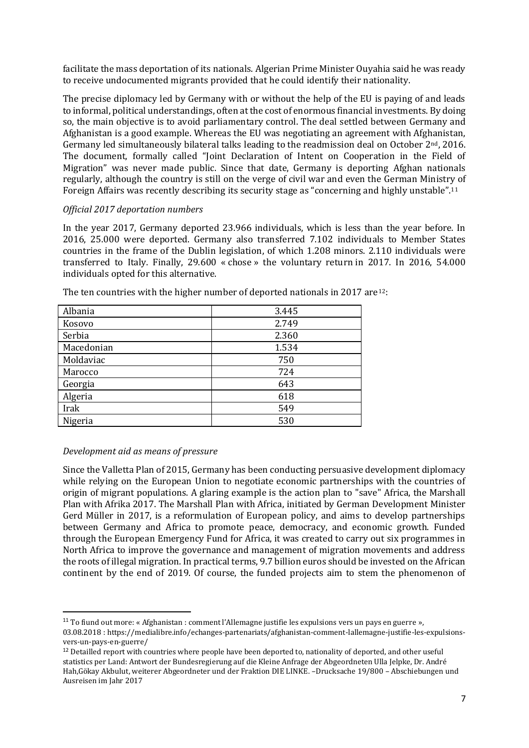facilitate the mass deportation of its nationals. Algerian Prime Minister Ouyahia said he was ready to receive undocumented migrants provided that he could identify their nationality.

The precise diplomacy led by Germany with or without the help of the EU is paying of and leads to informal, political understandings, often at the cost of enormous financial investments. By doing so, the main objective is to avoid parliamentary control. The deal settled between Germany and Afghanistan is a good example. Whereas the EU was negotiating an agreement with Afghanistan, Germany led simultaneously bilateral talks leading to the readmission deal on October 2nd, 2016. The document, formally called "Joint Declaration of Intent on Cooperation in the Field of Migration" was never made public. Since that date, Germany is deporting Afghan nationals regularly, although the country is still on the verge of civil war and even the German Ministry of Foreign Affairs was recently describing its security stage as "concerning and highly unstable".[11]

*Official 2017 deportation numbers*

In the year 2017, Germany deported 23.966 individuals, which is less than the year before. In 2016, 25.000 were deported. Germany also transferred 7.102 individuals to Member States countries in the frame of the Dublin legislation, of which 1.208 minors. 2.110 individuals were transferred to Italy. Finally, 29.600 « chose » the voluntary return in 2017. In 2016, 54.000 individuals opted for this alternative.

The ten countries with the higher number of deported nationals in 2017 are[12]:

| | |
|---|---|
| Albania | 3.445 |
| Kosovo | 2.749 |
| Serbia | 2.360 |
| Macedonian | 1.534 |
| Moldaviac | 750 |
| Marocco | 724 |
| Georgia | 643 |
| Algeria | 618 |
| Irak | 549 |
| Nigeria | 530 |

*Development aid as means of pressure*

Since the Valletta Plan of 2015, Germany has been conducting persuasive development diplomacy while relying on the European Union to negotiate economic partnerships with the countries of origin of migrant populations. A glaring example is the action plan to "save" Africa, the Marshall Plan with Afrika 2017. The Marshall Plan with Africa, initiated by German Development Minister Gerd Müller in 2017, is a reformulation of European policy, and aims to develop partnerships between Germany and Africa to promote peace, democracy, and economic growth. Funded through the European Emergency Fund for Africa, it was created to carry out six programmes in North Africa to improve the governance and management of migration movements and address the roots of illegal migration. In practical terms, 9.7 billion euros should be invested on the African continent by the end of 2019. Of course, the funded projects aim to stem the phenomenon of

---

[11] To fiund out more: « Afghanistan : comment l'Allemagne justifie les expulsions vers un pays en guerre », 03.08.2018 : https://medialibre.info/echanges-partenariats/afghanistan-comment-lallemagne-justifie-les-expulsions-vers-un-pays-en-guerre/

[12] Detailled report with countries where people have been deported to, nationality of deported, and other useful statistics per Land: Antwort der Bundesregierung auf die Kleine Anfrage der Abgeordneten Ulla Jelpke, Dr. André Hah,Gökay Akbulut, weiterer Abgeordneter und der Fraktion DIE LINKE. –Drucksache 19/800 – Abschiebungen und Ausreisen im Jahr 2017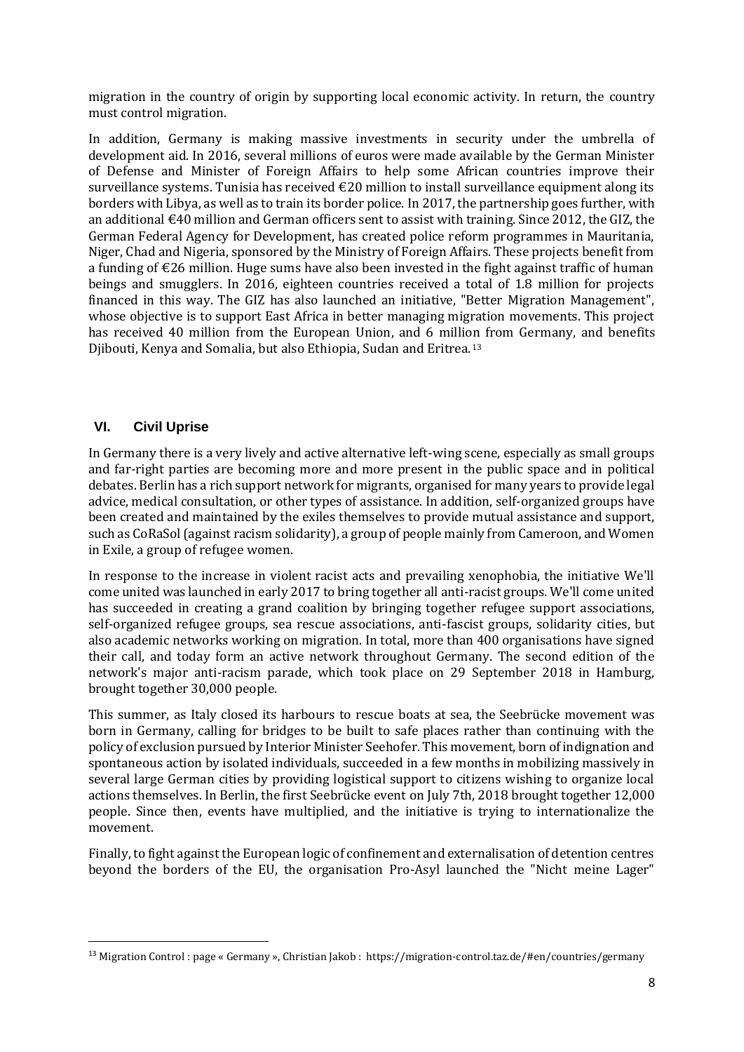migration in the country of origin by supporting local economic activity. In return, the country must control migration.

In addition, Germany is making massive investments in security under the umbrella of development aid. In 2016, several millions of euros were made available by the German Minister of Defense and Minister of Foreign Affairs to help some African countries improve their surveillance systems. Tunisia has received €20 million to install surveillance equipment along its borders with Libya, as well as to train its border police. In 2017, the partnership goes further, with an additional €40 million and German officers sent to assist with training. Since 2012, the GIZ, the German Federal Agency for Development, has created police reform programmes in Mauritania, Niger, Chad and Nigeria, sponsored by the Ministry of Foreign Affairs. These projects benefit from a funding of €26 million. Huge sums have also been invested in the fight against traffic of human beings and smugglers. In 2016, eighteen countries received a total of 1.8 million for projects financed in this way. The GIZ has also launched an initiative, "Better Migration Management", whose objective is to support East Africa in better managing migration movements. This project has received 40 million from the European Union, and 6 million from Germany, and benefits Djibouti, Kenya and Somalia, but also Ethiopia, Sudan and Eritrea.[13]

## VI. Civil Uprise

In Germany there is a very lively and active alternative left-wing scene, especially as small groups and far-right parties are becoming more and more present in the public space and in political debates. Berlin has a rich support network for migrants, organised for many years to provide legal advice, medical consultation, or other types of assistance. In addition, self-organized groups have been created and maintained by the exiles themselves to provide mutual assistance and support, such as CoRaSol (against racism solidarity), a group of people mainly from Cameroon, and Women in Exile, a group of refugee women.

In response to the increase in violent racist acts and prevailing xenophobia, the initiative We'll come united was launched in early 2017 to bring together all anti-racist groups. We'll come united has succeeded in creating a grand coalition by bringing together refugee support associations, self-organized refugee groups, sea rescue associations, anti-fascist groups, solidarity cities, but also academic networks working on migration. In total, more than 400 organisations have signed their call, and today form an active network throughout Germany. The second edition of the network's major anti-racism parade, which took place on 29 September 2018 in Hamburg, brought together 30,000 people.

This summer, as Italy closed its harbours to rescue boats at sea, the Seebrücke movement was born in Germany, calling for bridges to be built to safe places rather than continuing with the policy of exclusion pursued by Interior Minister Seehofer. This movement, born of indignation and spontaneous action by isolated individuals, succeeded in a few months in mobilizing massively in several large German cities by providing logistical support to citizens wishing to organize local actions themselves. In Berlin, the first Seebrücke event on July 7th, 2018 brought together 12,000 people. Since then, events have multiplied, and the initiative is trying to internationalize the movement.

Finally, to fight against the European logic of confinement and externalisation of detention centres beyond the borders of the EU, the organisation Pro-Asyl launched the "Nicht meine Lager"

---

[13] Migration Control : page « Germany », Christian Jakob : https://migration-control.taz.de/#en/countries/germany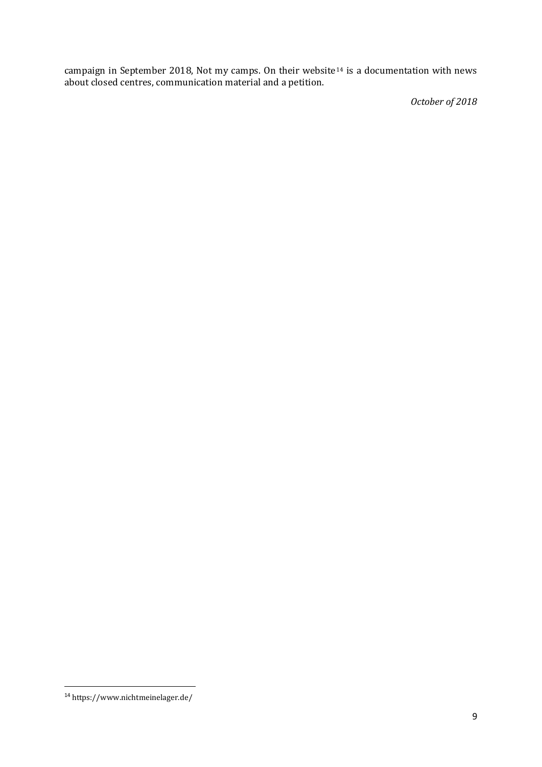campaign in September 2018, Not my camps. On their website[14] is a documentation with news about closed centres, communication material and a petition.

*October of 2018*

[14] https://www.nichtmeinelager.de/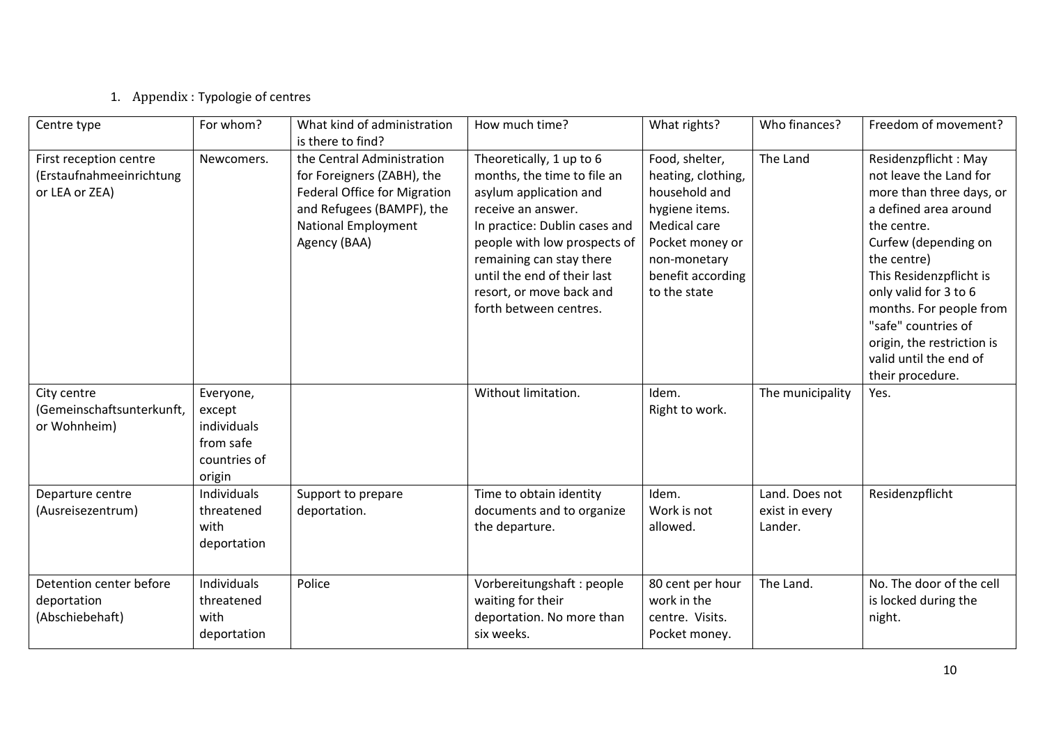1. Appendix : Typologie of centres

| Centre type | For whom? | What kind of administration is there to find? | How much time? | What rights? | Who finances? | Freedom of movement? |
|---|---|---|---|---|---|---|
| First reception centre (Erstaufnahmeeinrichtung or LEA or ZEA) | Newcomers. | the Central Administration for Foreigners (ZABH), the Federal Office for Migration and Refugees (BAMPF), the National Employment Agency (BAA) | Theoretically, 1 up to 6 months, the time to file an asylum application and receive an answer.<br>In practice: Dublin cases and people with low prospects of remaining can stay there until the end of their last resort, or move back and forth between centres. | Food, shelter, heating, clothing, household and hygiene items.<br>Medical care<br>Pocket money or non-monetary benefit according to the state | The Land | Residenzpflicht : May not leave the Land for more than three days, or a defined area around the centre.<br>Curfew (depending on the centre)<br>This Residenzpflicht is only valid for 3 to 6 months. For people from "safe" countries of origin, the restriction is valid until the end of their procedure. |
| City centre (Gemeinschaftsunterkunft, or Wohnheim) | Everyone, except individuals from safe countries of origin | | Without limitation. | Idem.<br>Right to work. | The municipality | Yes. |
| Departure centre (Ausreisezentrum) | Individuals threatened with deportation | Support to prepare deportation. | Time to obtain identity documents and to organize the departure. | Idem.<br>Work is not allowed. | Land. Does not exist in every Lander. | Residenzpflicht |
| Detention center before deportation (Abschiebehaft) | Individuals threatened with deportation | Police | Vorbereitungshaft : people waiting for their deportation. No more than six weeks. | 80 cent per hour work in the centre. Visits.<br>Pocket money. | The Land. | No. The door of the cell is locked during the night. |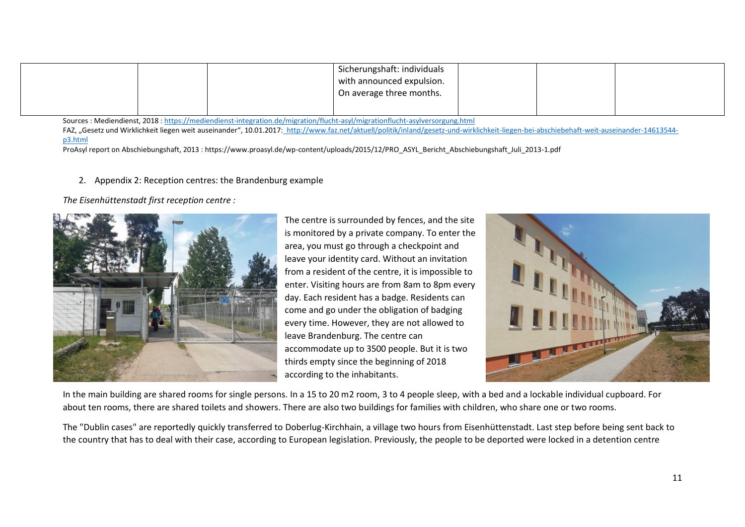| | | | | | | |
|---|---|---|---|---|---|---|
| | | | Sicherungshaft: individuals with announced expulsion. On average three months. | | | |

Sources : Mediendienst, 2018 : https://mediendienst-integration.de/migration/flucht-asyl/migrationflucht-asylversorgung.html

FAZ, „Gesetz und Wirklichkeit liegen weit auseinander", 10.01.2017: http://www.faz.net/aktuell/politik/inland/gesetz-und-wirklichkeit-liegen-bei-abschiebehaft-weit-auseinander-14613544-p3.html

ProAsyl report on Abschiebungshaft, 2013 : https://www.proasyl.de/wp-content/uploads/2015/12/PRO_ASYL_Bericht_Abschiebungshaft_Juli_2013-1.pdf

2. Appendix 2: Reception centres: the Brandenburg example

*The Eisenhüttenstadt first reception centre :*

The centre is surrounded by fences, and the site is monitored by a private company. To enter the area, you must go through a checkpoint and leave your identity card. Without an invitation from a resident of the centre, it is impossible to enter. Visiting hours are from 8am to 8pm every day. Each resident has a badge. Residents can come and go under the obligation of badging every time. However, they are not allowed to leave Brandenburg. The centre can accommodate up to 3500 people. But it is two thirds empty since the beginning of 2018 according to the inhabitants.

In the main building are shared rooms for single persons. In a 15 to 20 m2 room, 3 to 4 people sleep, with a bed and a lockable individual cupboard. For about ten rooms, there are shared toilets and showers. There are also two buildings for families with children, who share one or two rooms.

The "Dublin cases" are reportedly quickly transferred to Doberlug-Kirchhain, a village two hours from Eisenhüttenstadt. Last step before being sent back to the country that has to deal with their case, according to European legislation. Previously, the people to be deported were locked in a detention centre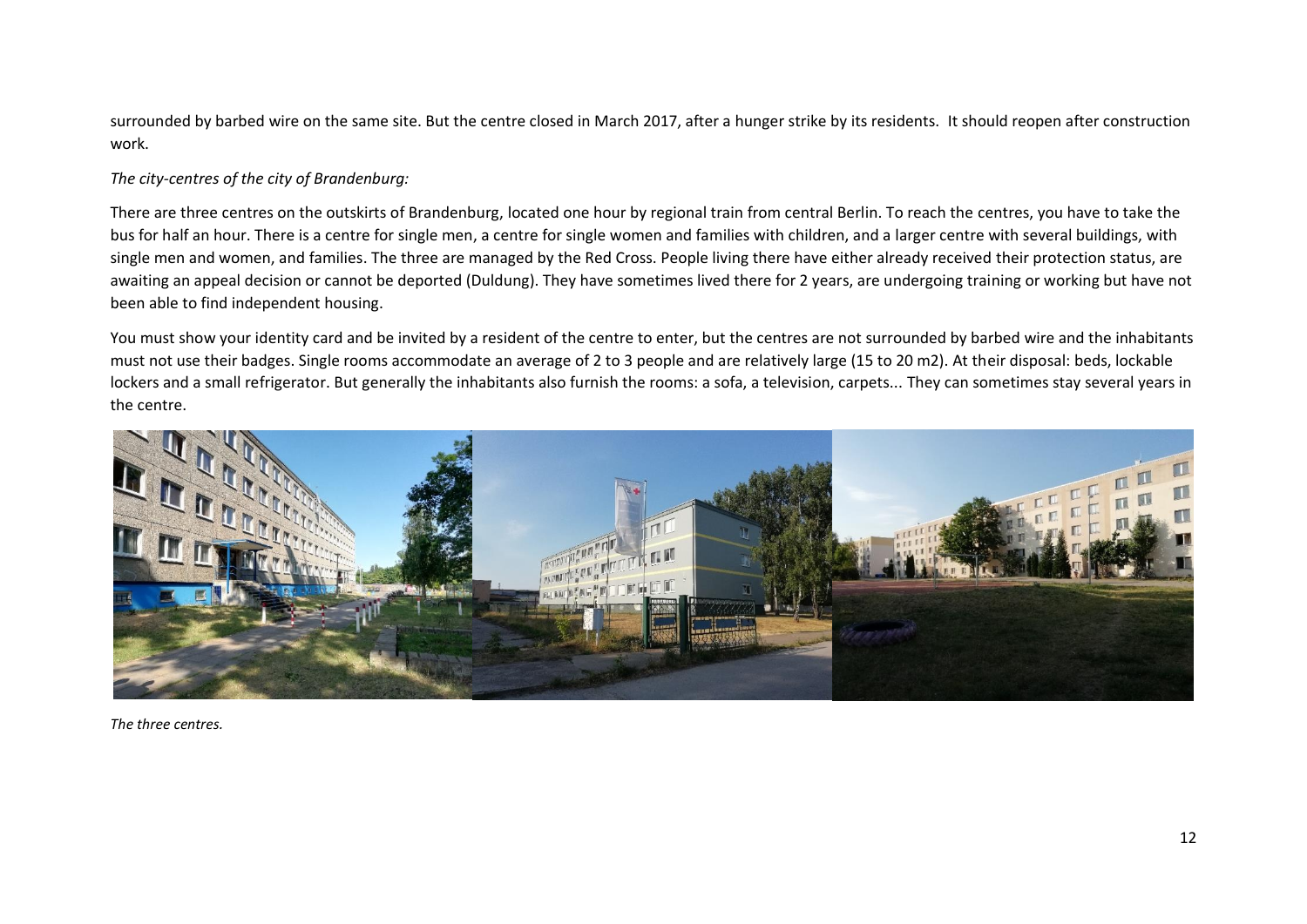surrounded by barbed wire on the same site. But the centre closed in March 2017, after a hunger strike by its residents. It should reopen after construction work.

*The city-centres of the city of Brandenburg:*

There are three centres on the outskirts of Brandenburg, located one hour by regional train from central Berlin. To reach the centres, you have to take the bus for half an hour. There is a centre for single men, a centre for single women and families with children, and a larger centre with several buildings, with single men and women, and families. The three are managed by the Red Cross. People living there have either already received their protection status, are awaiting an appeal decision or cannot be deported (Duldung). They have sometimes lived there for 2 years, are undergoing training or working but have not been able to find independent housing.

You must show your identity card and be invited by a resident of the centre to enter, but the centres are not surrounded by barbed wire and the inhabitants must not use their badges. Single rooms accommodate an average of 2 to 3 people and are relatively large (15 to 20 m2). At their disposal: beds, lockable lockers and a small refrigerator. But generally the inhabitants also furnish the rooms: a sofa, a television, carpets... They can sometimes stay several years in the centre.

*The three centres.*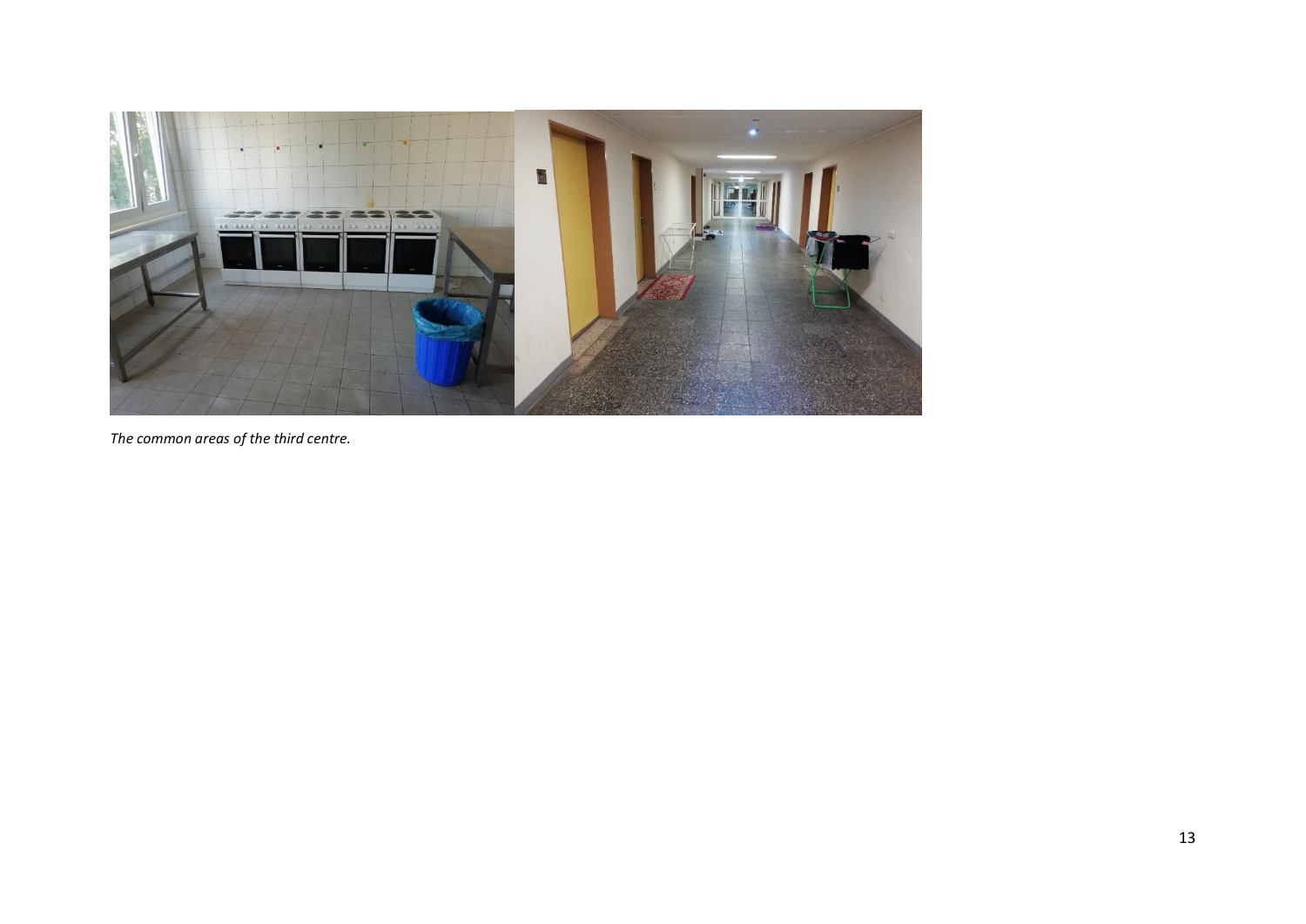*The common areas of the third centre.*